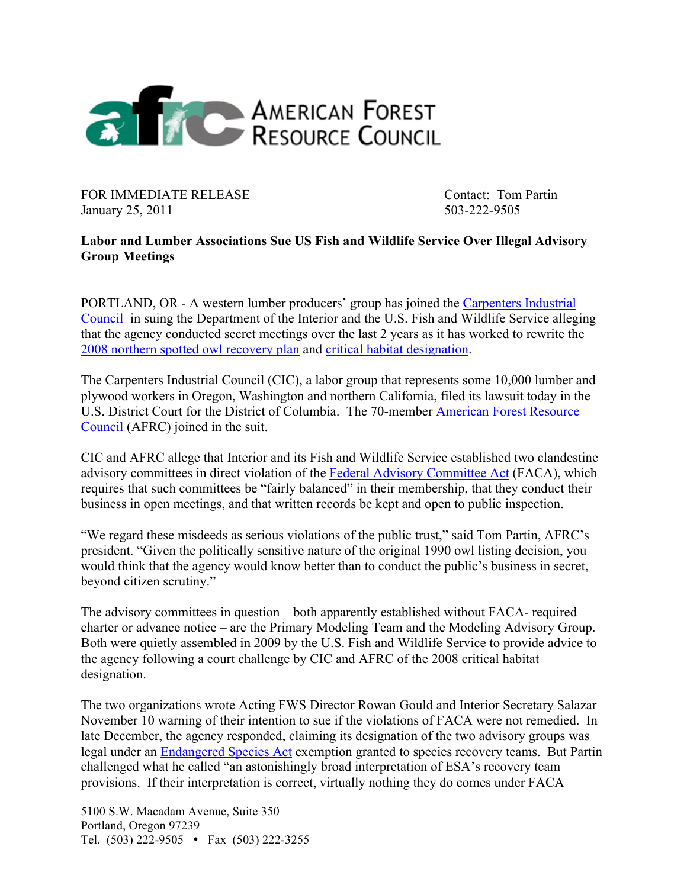# American Forest Resource Council

FOR IMMEDIATE RELEASE
January 25, 2011

Contact: Tom Partin
503-222-9505

**Labor and Lumber Associations Sue US Fish and Wildlife Service Over Illegal Advisory Group Meetings**

PORTLAND, OR - A western lumber producers' group has joined the Carpenters Industrial Council in suing the Department of the Interior and the U.S. Fish and Wildlife Service alleging that the agency conducted secret meetings over the last 2 years as it has worked to rewrite the 2008 northern spotted owl recovery plan and critical habitat designation.

The Carpenters Industrial Council (CIC), a labor group that represents some 10,000 lumber and plywood workers in Oregon, Washington and northern California, filed its lawsuit today in the U.S. District Court for the District of Columbia. The 70-member American Forest Resource Council (AFRC) joined in the suit.

CIC and AFRC allege that Interior and its Fish and Wildlife Service established two clandestine advisory committees in direct violation of the Federal Advisory Committee Act (FACA), which requires that such committees be "fairly balanced" in their membership, that they conduct their business in open meetings, and that written records be kept and open to public inspection.

"We regard these misdeeds as serious violations of the public trust," said Tom Partin, AFRC's president. "Given the politically sensitive nature of the original 1990 owl listing decision, you would think that the agency would know better than to conduct the public's business in secret, beyond citizen scrutiny."

The advisory committees in question – both apparently established without FACA- required charter or advance notice – are the Primary Modeling Team and the Modeling Advisory Group. Both were quietly assembled in 2009 by the U.S. Fish and Wildlife Service to provide advice to the agency following a court challenge by CIC and AFRC of the 2008 critical habitat designation.

The two organizations wrote Acting FWS Director Rowan Gould and Interior Secretary Salazar November 10 warning of their intention to sue if the violations of FACA were not remedied. In late December, the agency responded, claiming its designation of the two advisory groups was legal under an Endangered Species Act exemption granted to species recovery teams. But Partin challenged what he called "an astonishingly broad interpretation of ESA's recovery team provisions. If their interpretation is correct, virtually nothing they do comes under FACA

5100 S.W. Macadam Avenue, Suite 350
Portland, Oregon 97239
Tel. (503) 222-9505 • Fax (503) 222-3255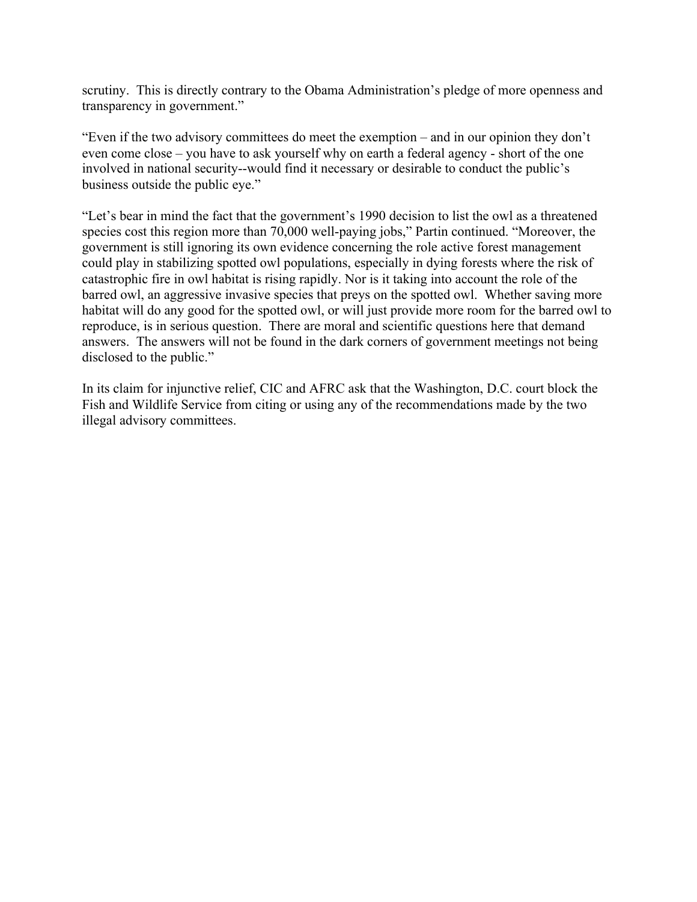scrutiny. This is directly contrary to the Obama Administration's pledge of more openness and transparency in government."

"Even if the two advisory committees do meet the exemption – and in our opinion they don't even come close – you have to ask yourself why on earth a federal agency - short of the one involved in national security--would find it necessary or desirable to conduct the public's business outside the public eye."

"Let's bear in mind the fact that the government's 1990 decision to list the owl as a threatened species cost this region more than 70,000 well-paying jobs," Partin continued. "Moreover, the government is still ignoring its own evidence concerning the role active forest management could play in stabilizing spotted owl populations, especially in dying forests where the risk of catastrophic fire in owl habitat is rising rapidly. Nor is it taking into account the role of the barred owl, an aggressive invasive species that preys on the spotted owl. Whether saving more habitat will do any good for the spotted owl, or will just provide more room for the barred owl to reproduce, is in serious question. There are moral and scientific questions here that demand answers. The answers will not be found in the dark corners of government meetings not being disclosed to the public."

In its claim for injunctive relief, CIC and AFRC ask that the Washington, D.C. court block the Fish and Wildlife Service from citing or using any of the recommendations made by the two illegal advisory committees.